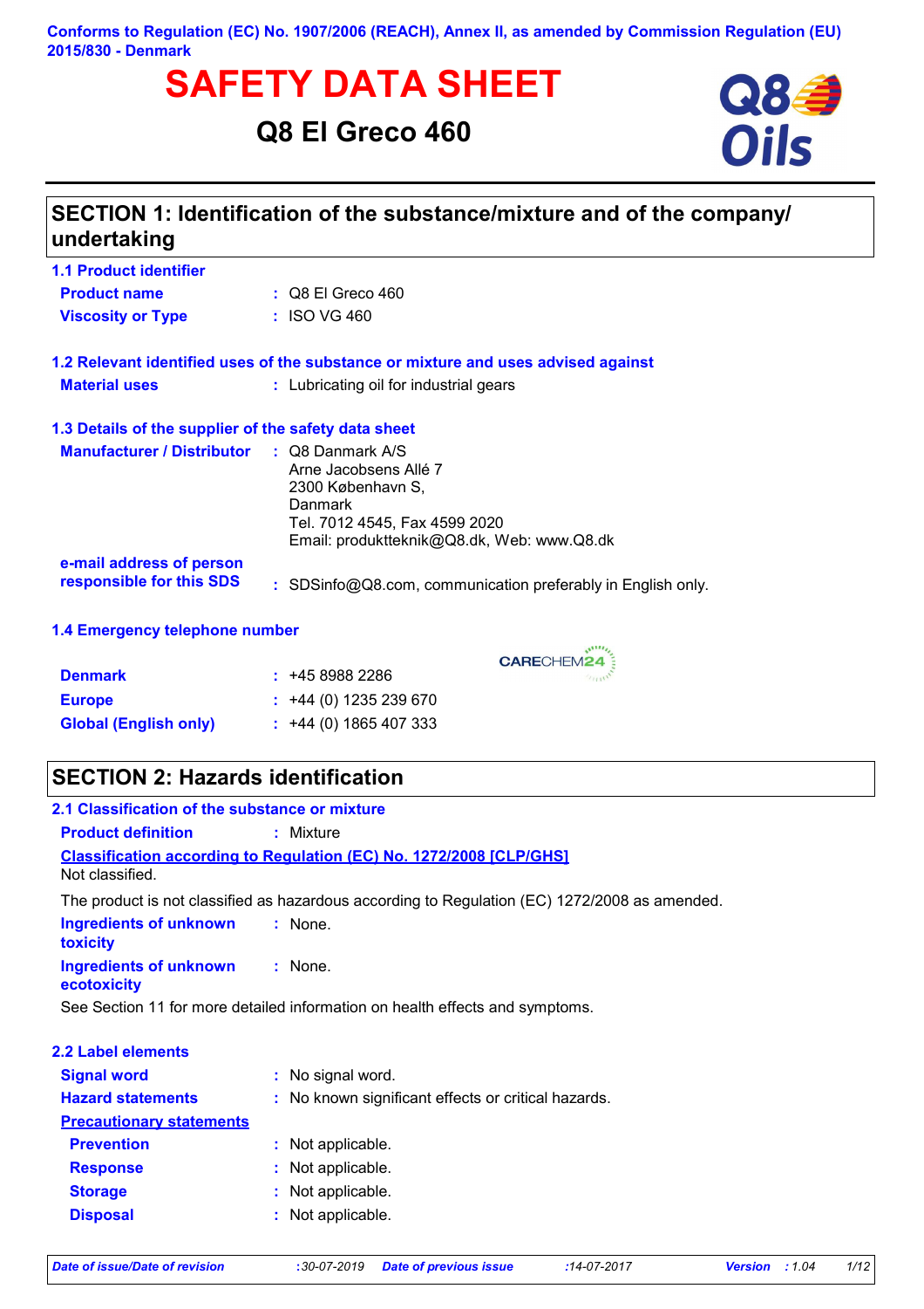**Conforms to Regulation (EC) No. 1907/2006 (REACH), Annex II, as amended by Commission Regulation (EU) 2015/830 - Denmark**

# SAFETY DATA SHEET

## Q8 El Greco 460

## SECTION 1: Identification of the substance/mixture and of the company/ undertaking

### 1.1 Product identifier

**Product name** : Q8 El Greco 460

**Viscosity or Type** : ISO VG 460

### 1.2 Relevant identified uses of the substance or mixture and uses advised against

**Material uses** : Lubricating oil for industrial gears

### 1.3 Details of the supplier of the safety data sheet

**Manufacturer / Distributor** : Q8 Danmark A/S
Arne Jacobsens Allé 7
2300 København S,
Danmark
Tel. 7012 4545, Fax 4599 2020
Email: produktteknik@Q8.dk, Web: www.Q8.dk

**e-mail address of person responsible for this SDS** : SDSinfo@Q8.com, communication preferably in English only.

### 1.4 Emergency telephone number

CARECHEM24

**Denmark** : +45 8988 2286

**Europe** : +44 (0) 1235 239 670

**Global (English only)** : +44 (0) 1865 407 333

## SECTION 2: Hazards identification

### 2.1 Classification of the substance or mixture

**Product definition** : Mixture

**Classification according to Regulation (EC) No. 1272/2008 [CLP/GHS]**

Not classified.

The product is not classified as hazardous according to Regulation (EC) 1272/2008 as amended.

**Ingredients of unknown toxicity** : None.

**Ingredients of unknown ecotoxicity** : None.

See Section 11 for more detailed information on health effects and symptoms.

### 2.2 Label elements

**Signal word** : No signal word.

**Hazard statements** : No known significant effects or critical hazards.

**Precautionary statements**

**Prevention** : Not applicable.

**Response** : Not applicable.

**Storage** : Not applicable.

**Disposal** : Not applicable.

*Date of issue/Date of revision* : 30-07-2019 *Date of previous issue* : 14-07-2017 *Version* : 1.04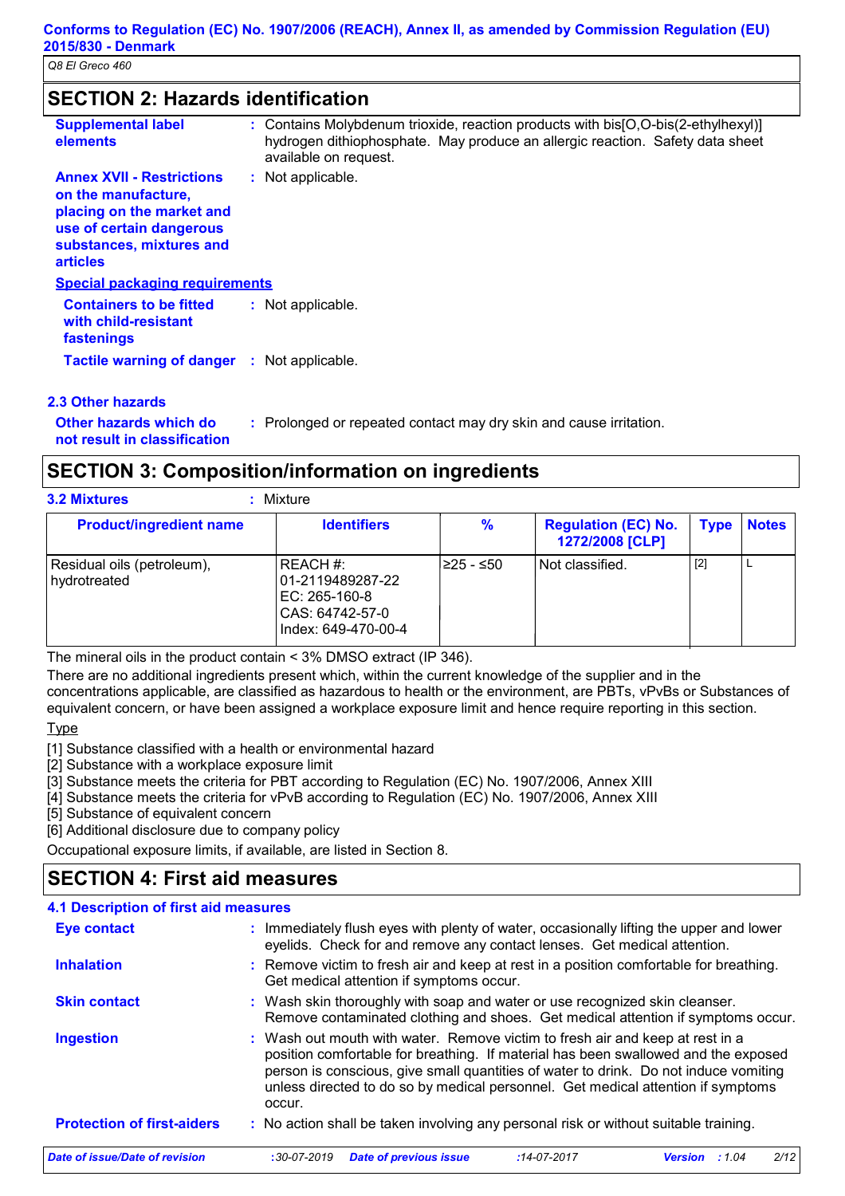## SECTION 2: Hazards identification

**Supplemental label elements** : Contains Molybdenum trioxide, reaction products with bis[O,O-bis(2-ethylhexyl)] hydrogen dithiophosphate. May produce an allergic reaction. Safety data sheet available on request.

**Annex XVII - Restrictions on the manufacture, placing on the market and use of certain dangerous substances, mixtures and articles** : Not applicable.

**Special packaging requirements**

**Containers to be fitted with child-resistant fastenings** : Not applicable.

**Tactile warning of danger** : Not applicable.

### 2.3 Other hazards

**Other hazards which do not result in classification** : Prolonged or repeated contact may dry skin and cause irritation.

## SECTION 3: Composition/information on ingredients

**3.2 Mixtures** : Mixture

| Product/ingredient name | Identifiers | % | Regulation (EC) No. 1272/2008 [CLP] | Type | Notes |
|---|---|---|---|---|---|
| Residual oils (petroleum), hydrotreated | REACH #: 01-2119489287-22<br>EC: 265-160-8<br>CAS: 64742-57-0<br>Index: 649-470-00-4 | ≥25 - ≤50 | Not classified. | [2] | L |

The mineral oils in the product contain < 3% DMSO extract (IP 346).

There are no additional ingredients present which, within the current knowledge of the supplier and in the concentrations applicable, are classified as hazardous to health or the environment, are PBTs, vPvBs or Substances of equivalent concern, or have been assigned a workplace exposure limit and hence require reporting in this section.

Type

[1] Substance classified with a health or environmental hazard
[2] Substance with a workplace exposure limit
[3] Substance meets the criteria for PBT according to Regulation (EC) No. 1907/2006, Annex XIII
[4] Substance meets the criteria for vPvB according to Regulation (EC) No. 1907/2006, Annex XIII
[5] Substance of equivalent concern
[6] Additional disclosure due to company policy

Occupational exposure limits, if available, are listed in Section 8.

## SECTION 4: First aid measures

### 4.1 Description of first aid measures

**Eye contact** : Immediately flush eyes with plenty of water, occasionally lifting the upper and lower eyelids. Check for and remove any contact lenses. Get medical attention.

**Inhalation** : Remove victim to fresh air and keep at rest in a position comfortable for breathing. Get medical attention if symptoms occur.

**Skin contact** : Wash skin thoroughly with soap and water or use recognized skin cleanser. Remove contaminated clothing and shoes. Get medical attention if symptoms occur.

**Ingestion** : Wash out mouth with water. Remove victim to fresh air and keep at rest in a position comfortable for breathing. If material has been swallowed and the exposed person is conscious, give small quantities of water to drink. Do not induce vomiting unless directed to do so by medical personnel. Get medical attention if symptoms occur.

**Protection of first-aiders** : No action shall be taken involving any personal risk or without suitable training.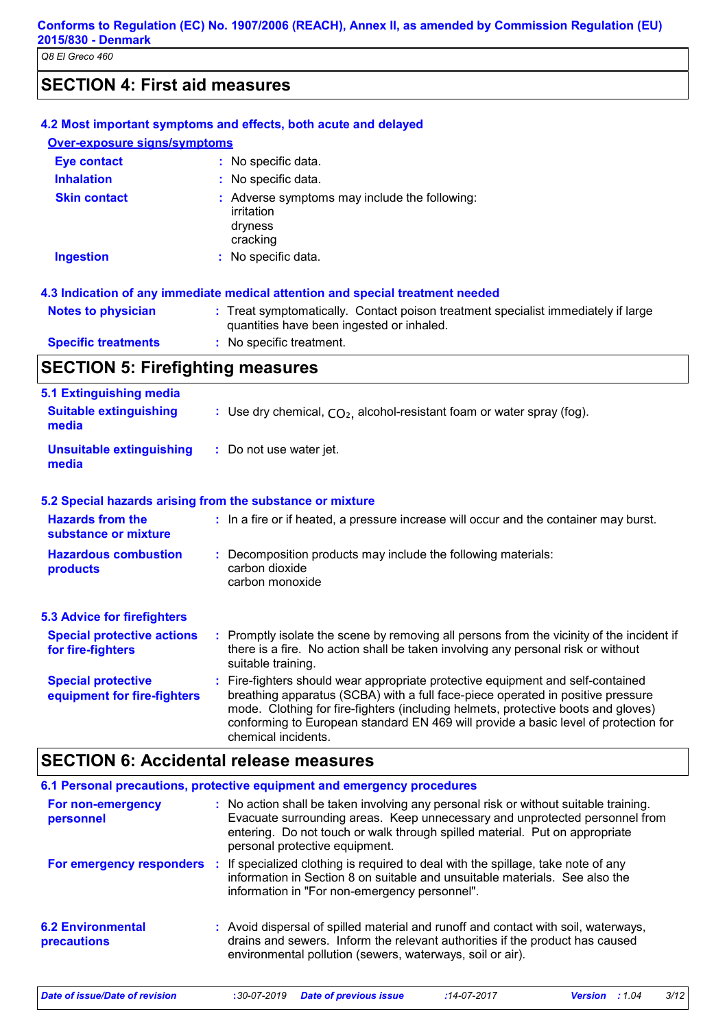## SECTION 4: First aid measures

### 4.2 Most important symptoms and effects, both acute and delayed

**Over-exposure signs/symptoms**

| | |
|---|---|
| **Eye contact** | : No specific data. |
| **Inhalation** | : No specific data. |
| **Skin contact** | : Adverse symptoms may include the following: irritation dryness cracking |
| **Ingestion** | : No specific data. |

### 4.3 Indication of any immediate medical attention and special treatment needed

| | |
|---|---|
| **Notes to physician** | : Treat symptomatically. Contact poison treatment specialist immediately if large quantities have been ingested or inhaled. |
| **Specific treatments** | : No specific treatment. |

## SECTION 5: Firefighting measures

### 5.1 Extinguishing media

| | |
|---|---|
| **Suitable extinguishing media** | : Use dry chemical, $CO_2$, alcohol-resistant foam or water spray (fog). |
| **Unsuitable extinguishing media** | : Do not use water jet. |

### 5.2 Special hazards arising from the substance or mixture

| | |
|---|---|
| **Hazards from the substance or mixture** | : In a fire or if heated, a pressure increase will occur and the container may burst. |
| **Hazardous combustion products** | : Decomposition products may include the following materials: carbon dioxide carbon monoxide |

### 5.3 Advice for firefighters

| | |
|---|---|
| **Special protective actions for fire-fighters** | : Promptly isolate the scene by removing all persons from the vicinity of the incident if there is a fire. No action shall be taken involving any personal risk or without suitable training. |
| **Special protective equipment for fire-fighters** | : Fire-fighters should wear appropriate protective equipment and self-contained breathing apparatus (SCBA) with a full face-piece operated in positive pressure mode. Clothing for fire-fighters (including helmets, protective boots and gloves) conforming to European standard EN 469 will provide a basic level of protection for chemical incidents. |

## SECTION 6: Accidental release measures

### 6.1 Personal precautions, protective equipment and emergency procedures

| | |
|---|---|
| **For non-emergency personnel** | : No action shall be taken involving any personal risk or without suitable training. Evacuate surrounding areas. Keep unnecessary and unprotected personnel from entering. Do not touch or walk through spilled material. Put on appropriate personal protective equipment. |
| **For emergency responders** | : If specialized clothing is required to deal with the spillage, take note of any information in Section 8 on suitable and unsuitable materials. See also the information in "For non-emergency personnel". |

| | |
|---|---|
| **6.2 Environmental precautions** | : Avoid dispersal of spilled material and runoff and contact with soil, waterways, drains and sewers. Inform the relevant authorities if the product has caused environmental pollution (sewers, waterways, soil or air). |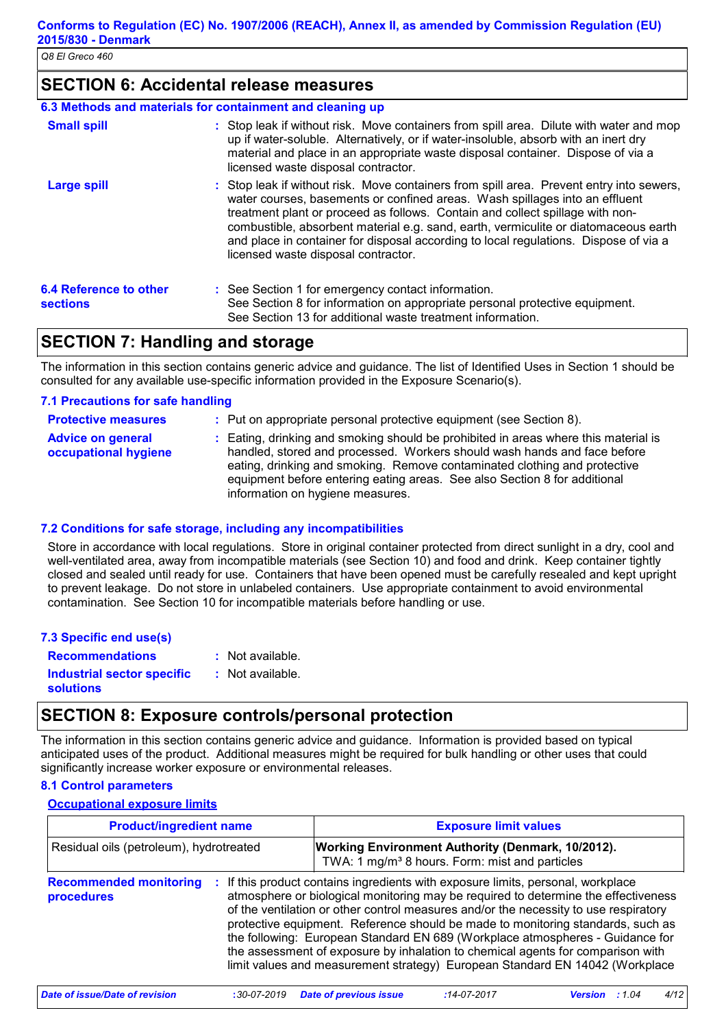## SECTION 6: Accidental release measures

### 6.3 Methods and materials for containment and cleaning up

**Small spill** : Stop leak if without risk. Move containers from spill area. Dilute with water and mop up if water-soluble. Alternatively, or if water-insoluble, absorb with an inert dry material and place in an appropriate waste disposal container. Dispose of via a licensed waste disposal contractor.

**Large spill** : Stop leak if without risk. Move containers from spill area. Prevent entry into sewers, water courses, basements or confined areas. Wash spillages into an effluent treatment plant or proceed as follows. Contain and collect spillage with non-combustible, absorbent material e.g. sand, earth, vermiculite or diatomaceous earth and place in container for disposal according to local regulations. Dispose of via a licensed waste disposal contractor.

**6.4 Reference to other sections** : See Section 1 for emergency contact information.
See Section 8 for information on appropriate personal protective equipment.
See Section 13 for additional waste treatment information.

## SECTION 7: Handling and storage

The information in this section contains generic advice and guidance. The list of Identified Uses in Section 1 should be consulted for any available use-specific information provided in the Exposure Scenario(s).

### 7.1 Precautions for safe handling

**Protective measures** : Put on appropriate personal protective equipment (see Section 8).

**Advice on general occupational hygiene** : Eating, drinking and smoking should be prohibited in areas where this material is handled, stored and processed. Workers should wash hands and face before eating, drinking and smoking. Remove contaminated clothing and protective equipment before entering eating areas. See also Section 8 for additional information on hygiene measures.

### 7.2 Conditions for safe storage, including any incompatibilities

Store in accordance with local regulations. Store in original container protected from direct sunlight in a dry, cool and well-ventilated area, away from incompatible materials (see Section 10) and food and drink. Keep container tightly closed and sealed until ready for use. Containers that have been opened must be carefully resealed and kept upright to prevent leakage. Do not store in unlabeled containers. Use appropriate containment to avoid environmental contamination. See Section 10 for incompatible materials before handling or use.

### 7.3 Specific end use(s)

**Recommendations** : Not available.

**Industrial sector specific solutions** : Not available.

## SECTION 8: Exposure controls/personal protection

The information in this section contains generic advice and guidance. Information is provided based on typical anticipated uses of the product. Additional measures might be required for bulk handling or other uses that could significantly increase worker exposure or environmental releases.

### 8.1 Control parameters

**Occupational exposure limits**

| Product/ingredient name | Exposure limit values |
|---|---|
| Residual oils (petroleum), hydrotreated | **Working Environment Authority (Denmark, 10/2012).** TWA: 1 mg/m³ 8 hours. Form: mist and particles |

**Recommended monitoring procedures** : If this product contains ingredients with exposure limits, personal, workplace atmosphere or biological monitoring may be required to determine the effectiveness of the ventilation or other control measures and/or the necessity to use respiratory protective equipment. Reference should be made to monitoring standards, such as the following: European Standard EN 689 (Workplace atmospheres - Guidance for the assessment of exposure by inhalation to chemical agents for comparison with limit values and measurement strategy) European Standard EN 14042 (Workplace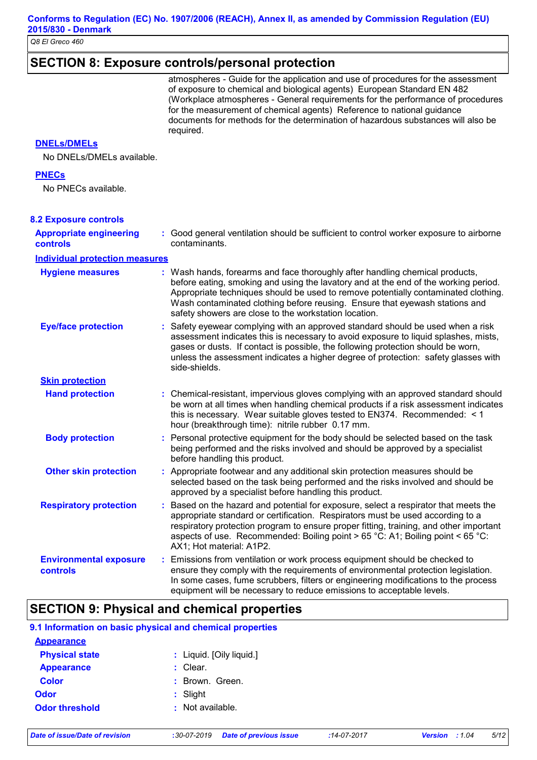## SECTION 8: Exposure controls/personal protection

atmospheres - Guide for the application and use of procedures for the assessment of exposure to chemical and biological agents) European Standard EN 482 (Workplace atmospheres - General requirements for the performance of procedures for the measurement of chemical agents) Reference to national guidance documents for methods for the determination of hazardous substances will also be required.

**DNELs/DMELs**

No DNELs/DMELs available.

**PNECs**

No PNECs available.

### 8.2 Exposure controls

**Appropriate engineering controls** : Good general ventilation should be sufficient to control worker exposure to airborne contaminants.

**Individual protection measures**

**Hygiene measures** : Wash hands, forearms and face thoroughly after handling chemical products, before eating, smoking and using the lavatory and at the end of the working period. Appropriate techniques should be used to remove potentially contaminated clothing. Wash contaminated clothing before reusing. Ensure that eyewash stations and safety showers are close to the workstation location.

**Eye/face protection** : Safety eyewear complying with an approved standard should be used when a risk assessment indicates this is necessary to avoid exposure to liquid splashes, mists, gases or dusts. If contact is possible, the following protection should be worn, unless the assessment indicates a higher degree of protection: safety glasses with side-shields.

**Skin protection**

**Hand protection** : Chemical-resistant, impervious gloves complying with an approved standard should be worn at all times when handling chemical products if a risk assessment indicates this is necessary. Wear suitable gloves tested to EN374. Recommended: < 1 hour (breakthrough time): nitrile rubber 0.17 mm.

**Body protection** : Personal protective equipment for the body should be selected based on the task being performed and the risks involved and should be approved by a specialist before handling this product.

**Other skin protection** : Appropriate footwear and any additional skin protection measures should be selected based on the task being performed and the risks involved and should be approved by a specialist before handling this product.

**Respiratory protection** : Based on the hazard and potential for exposure, select a respirator that meets the appropriate standard or certification. Respirators must be used according to a respiratory protection program to ensure proper fitting, training, and other important aspects of use. Recommended: Boiling point > 65 °C: A1; Boiling point < 65 °C: AX1; Hot material: A1P2.

**Environmental exposure controls** : Emissions from ventilation or work process equipment should be checked to ensure they comply with the requirements of environmental protection legislation. In some cases, fume scrubbers, filters or engineering modifications to the process equipment will be necessary to reduce emissions to acceptable levels.

## SECTION 9: Physical and chemical properties

### 9.1 Information on basic physical and chemical properties

**Appearance**

**Physical state** : Liquid. [Oily liquid.]

**Appearance** : Clear.

**Color** : Brown. Green.

**Odor** : Slight

**Odor threshold** : Not available.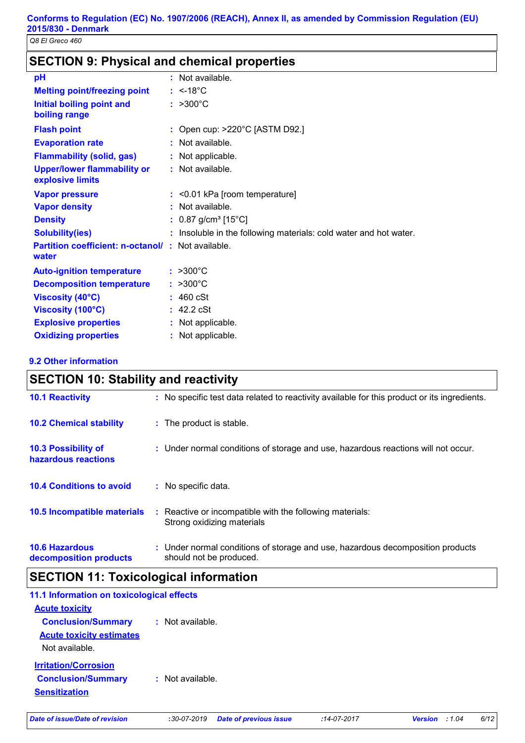## SECTION 9: Physical and chemical properties

| | |
|---|---|
| **pH** | Not available. |
| **Melting point/freezing point** | <-18°C |
| **Initial boiling point and boiling range** | >300°C |
| **Flash point** | Open cup: >220°C [ASTM D92.] |
| **Evaporation rate** | Not available. |
| **Flammability (solid, gas)** | Not applicable. |
| **Upper/lower flammability or explosive limits** | Not available. |
| **Vapor pressure** | <0.01 kPa [room temperature] |
| **Vapor density** | Not available. |
| **Density** | 0.87 g/cm³ [15°C] |
| **Solubility(ies)** | Insoluble in the following materials: cold water and hot water. |
| **Partition coefficient: n-octanol/ water** | Not available. |
| **Auto-ignition temperature** | >300°C |
| **Decomposition temperature** | >300°C |
| **Viscosity (40°C)** | 460 cSt |
| **Viscosity (100°C)** | 42.2 cSt |
| **Explosive properties** | Not applicable. |
| **Oxidizing properties** | Not applicable. |

### 9.2 Other information

## SECTION 10: Stability and reactivity

| | |
|---|---|
| **10.1 Reactivity** | No specific test data related to reactivity available for this product or its ingredients. |
| **10.2 Chemical stability** | The product is stable. |
| **10.3 Possibility of hazardous reactions** | Under normal conditions of storage and use, hazardous reactions will not occur. |
| **10.4 Conditions to avoid** | No specific data. |
| **10.5 Incompatible materials** | Reactive or incompatible with the following materials: Strong oxidizing materials |
| **10.6 Hazardous decomposition products** | Under normal conditions of storage and use, hazardous decomposition products should not be produced. |

## SECTION 11: Toxicological information

### 11.1 Information on toxicological effects

**Acute toxicity**

**Conclusion/Summary** : Not available.

**Acute toxicity estimates**

Not available.

**Irritation/Corrosion**

**Conclusion/Summary** : Not available.

**Sensitization**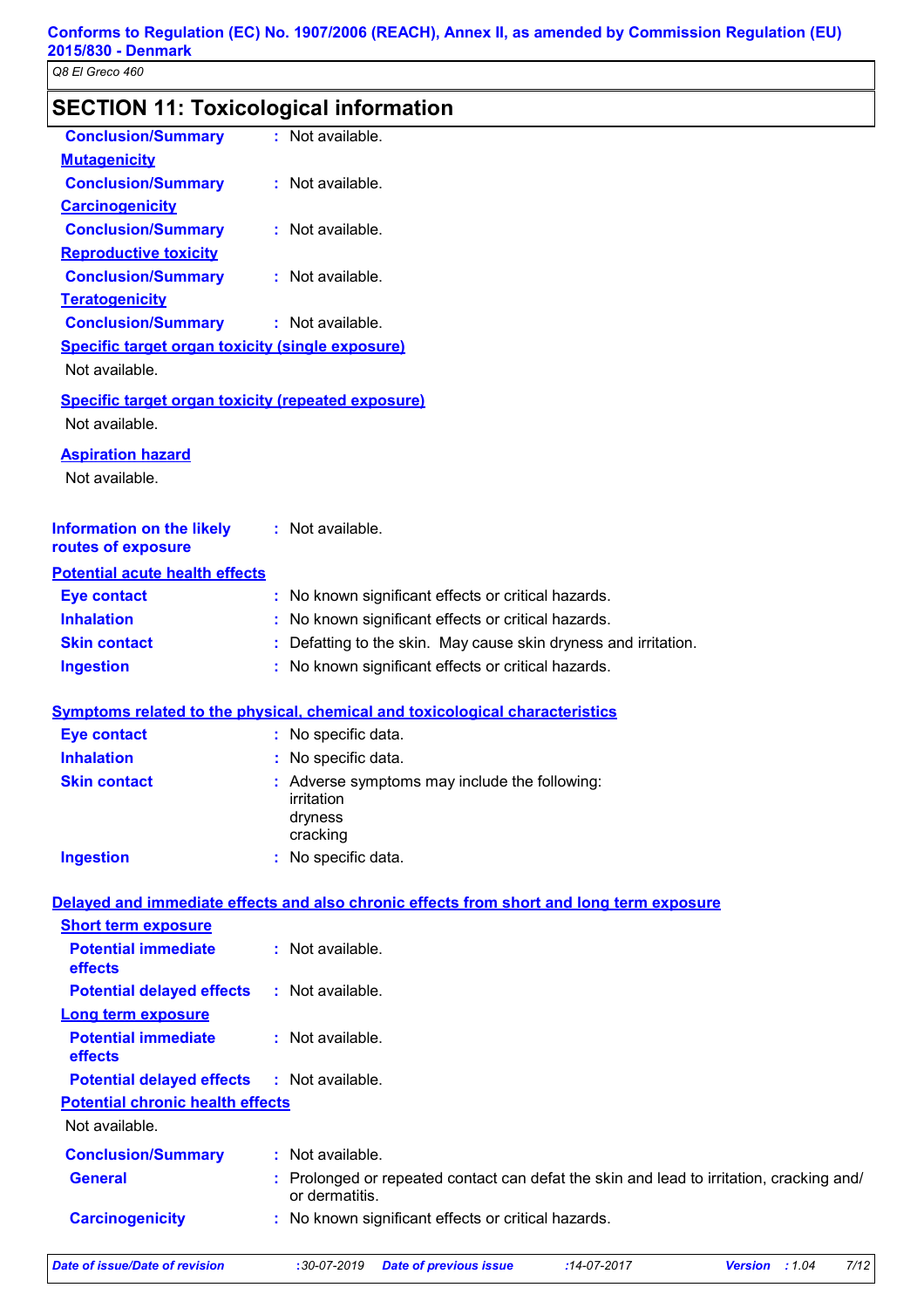## SECTION 11: Toxicological information

**Conclusion/Summary** : Not available.

**Mutagenicity**

**Conclusion/Summary** : Not available.

**Carcinogenicity**

**Conclusion/Summary** : Not available.

**Reproductive toxicity**

**Conclusion/Summary** : Not available.

**Teratogenicity**

**Conclusion/Summary** : Not available.

**Specific target organ toxicity (single exposure)**

Not available.

**Specific target organ toxicity (repeated exposure)**

Not available.

**Aspiration hazard**

Not available.

**Information on the likely routes of exposure** : Not available.

**Potential acute health effects**

**Eye contact** : No known significant effects or critical hazards.

**Inhalation** : No known significant effects or critical hazards.

**Skin contact** : Defatting to the skin. May cause skin dryness and irritation.

**Ingestion** : No known significant effects or critical hazards.

**Symptoms related to the physical, chemical and toxicological characteristics**

**Eye contact** : No specific data.

**Inhalation** : No specific data.

**Skin contact** : Adverse symptoms may include the following:
irritation
dryness
cracking

**Ingestion** : No specific data.

**Delayed and immediate effects and also chronic effects from short and long term exposure**

**Short term exposure**

**Potential immediate effects** : Not available.

**Potential delayed effects** : Not available.

**Long term exposure**

**Potential immediate effects** : Not available.

**Potential delayed effects** : Not available.

**Potential chronic health effects**

Not available.

**Conclusion/Summary** : Not available.

**General** : Prolonged or repeated contact can defat the skin and lead to irritation, cracking and/ or dermatitis.

**Carcinogenicity** : No known significant effects or critical hazards.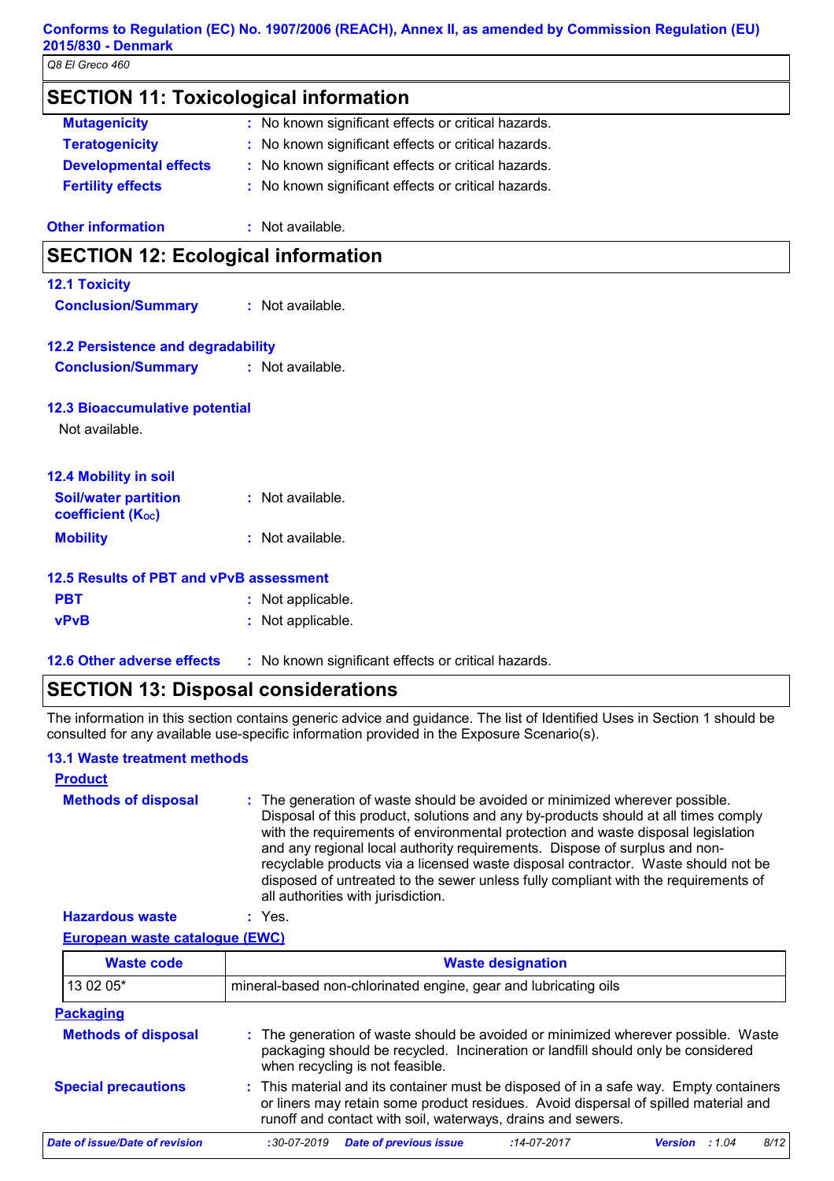## SECTION 11: Toxicological information

**Mutagenicity** : No known significant effects or critical hazards.

**Teratogenicity** : No known significant effects or critical hazards.

**Developmental effects** : No known significant effects or critical hazards.

**Fertility effects** : No known significant effects or critical hazards.

**Other information** : Not available.

## SECTION 12: Ecological information

### 12.1 Toxicity

**Conclusion/Summary** : Not available.

### 12.2 Persistence and degradability

**Conclusion/Summary** : Not available.

### 12.3 Bioaccumulative potential

Not available.

### 12.4 Mobility in soil

**Soil/water partition coefficient ($K_{OC}$)** : Not available.

**Mobility** : Not available.

### 12.5 Results of PBT and vPvB assessment

**PBT** : Not applicable.

**vPvB** : Not applicable.

**12.6 Other adverse effects** : No known significant effects or critical hazards.

## SECTION 13: Disposal considerations

The information in this section contains generic advice and guidance. The list of Identified Uses in Section 1 should be consulted for any available use-specific information provided in the Exposure Scenario(s).

### 13.1 Waste treatment methods

**Product**

**Methods of disposal** : The generation of waste should be avoided or minimized wherever possible. Disposal of this product, solutions and any by-products should at all times comply with the requirements of environmental protection and waste disposal legislation and any regional local authority requirements. Dispose of surplus and non-recyclable products via a licensed waste disposal contractor. Waste should not be disposed of untreated to the sewer unless fully compliant with the requirements of all authorities with jurisdiction.

**Hazardous waste** : Yes.

**European waste catalogue (EWC)**

| Waste code | Waste designation |
|---|---|
| 13 02 05* | mineral-based non-chlorinated engine, gear and lubricating oils |

**Packaging**

**Methods of disposal** : The generation of waste should be avoided or minimized wherever possible. Waste packaging should be recycled. Incineration or landfill should only be considered when recycling is not feasible.

**Special precautions** : This material and its container must be disposed of in a safe way. Empty containers or liners may retain some product residues. Avoid dispersal of spilled material and runoff and contact with soil, waterways, drains and sewers.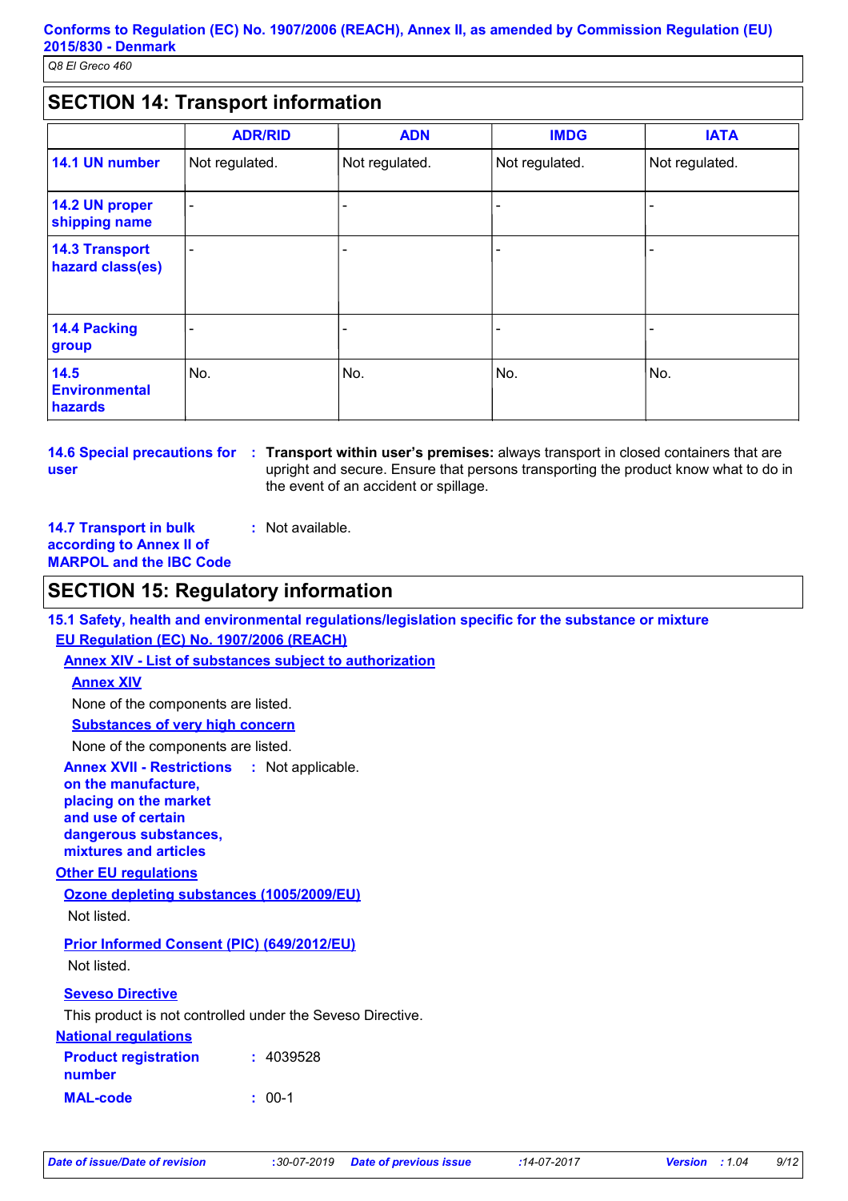## SECTION 14: Transport information

| | ADR/RID | ADN | IMDG | IATA |
|---|---|---|---|---|
| **14.1 UN number** | Not regulated. | Not regulated. | Not regulated. | Not regulated. |
| **14.2 UN proper shipping name** | - | - | - | - |
| **14.3 Transport hazard class(es)** | - | - | - | - |
| **14.4 Packing group** | - | - | - | - |
| **14.5 Environmental hazards** | No. | No. | No. | No. |

**14.6 Special precautions for user** : **Transport within user's premises:** always transport in closed containers that are upright and secure. Ensure that persons transporting the product know what to do in the event of an accident or spillage.

**14.7 Transport in bulk according to Annex II of MARPOL and the IBC Code** : Not available.

## SECTION 15: Regulatory information

**15.1 Safety, health and environmental regulations/legislation specific for the substance or mixture**

**EU Regulation (EC) No. 1907/2006 (REACH)**

**Annex XIV - List of substances subject to authorization**

**Annex XIV**

None of the components are listed.

**Substances of very high concern**

None of the components are listed.

**Annex XVII - Restrictions on the manufacture, placing on the market and use of certain dangerous substances, mixtures and articles** : Not applicable.

**Other EU regulations**

**Ozone depleting substances (1005/2009/EU)**

Not listed.

**Prior Informed Consent (PIC) (649/2012/EU)**

Not listed.

**Seveso Directive**

This product is not controlled under the Seveso Directive.

**National regulations**

**Product registration number** : 4039528

**MAL-code** : 00-1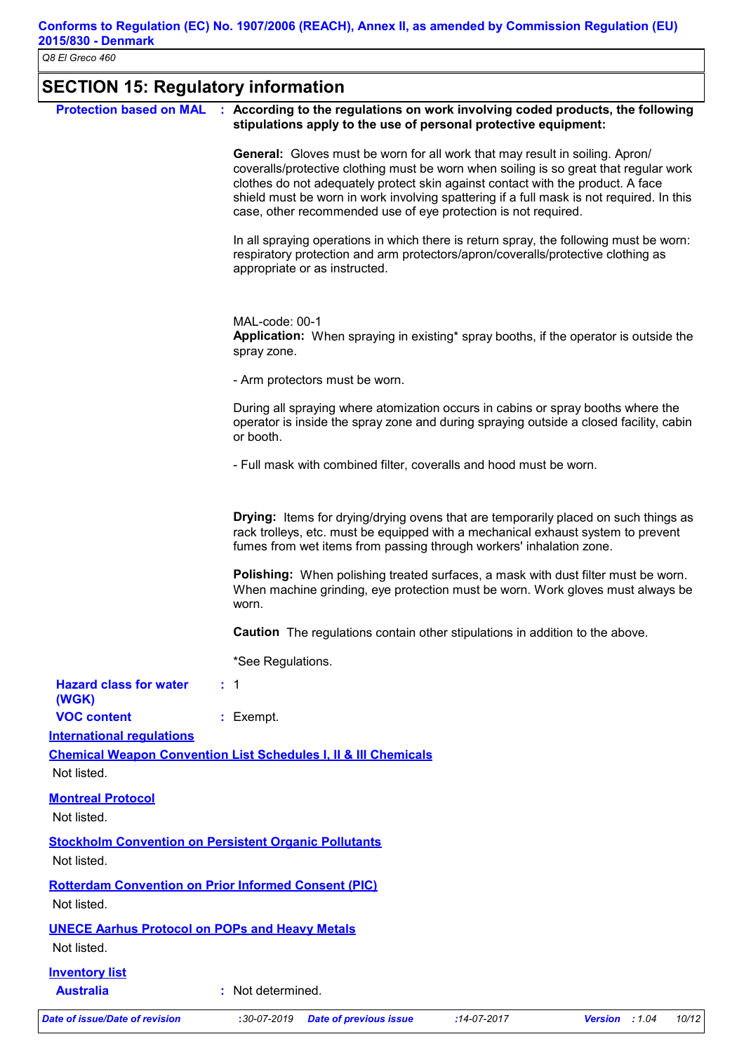## SECTION 15: Regulatory information

**Protection based on MAL** : **According to the regulations on work involving coded products, the following stipulations apply to the use of personal protective equipment:**

**General:** Gloves must be worn for all work that may result in soiling. Apron/coveralls/protective clothing must be worn when soiling is so great that regular work clothes do not adequately protect skin against contact with the product. A face shield must be worn in work involving spattering if a full mask is not required. In this case, other recommended use of eye protection is not required.

In all spraying operations in which there is return spray, the following must be worn: respiratory protection and arm protectors/apron/coveralls/protective clothing as appropriate or as instructed.

MAL-code: 00-1

**Application:** When spraying in existing* spray booths, if the operator is outside the spray zone.

- Arm protectors must be worn.

During all spraying where atomization occurs in cabins or spray booths where the operator is inside the spray zone and during spraying outside a closed facility, cabin or booth.

- Full mask with combined filter, coveralls and hood must be worn.

**Drying:** Items for drying/drying ovens that are temporarily placed on such things as rack trolleys, etc. must be equipped with a mechanical exhaust system to prevent fumes from wet items from passing through workers' inhalation zone.

**Polishing:** When polishing treated surfaces, a mask with dust filter must be worn. When machine grinding, eye protection must be worn. Work gloves must always be worn.

**Caution** The regulations contain other stipulations in addition to the above.

*See Regulations.

**Hazard class for water (WGK)** : 1

**VOC content** : Exempt.

**International regulations**

**Chemical Weapon Convention List Schedules I, II & III Chemicals**

Not listed.

**Montreal Protocol**

Not listed.

**Stockholm Convention on Persistent Organic Pollutants**

Not listed.

**Rotterdam Convention on Prior Informed Consent (PIC)**

Not listed.

**UNECE Aarhus Protocol on POPs and Heavy Metals**

Not listed.

**Inventory list**

**Australia** : Not determined.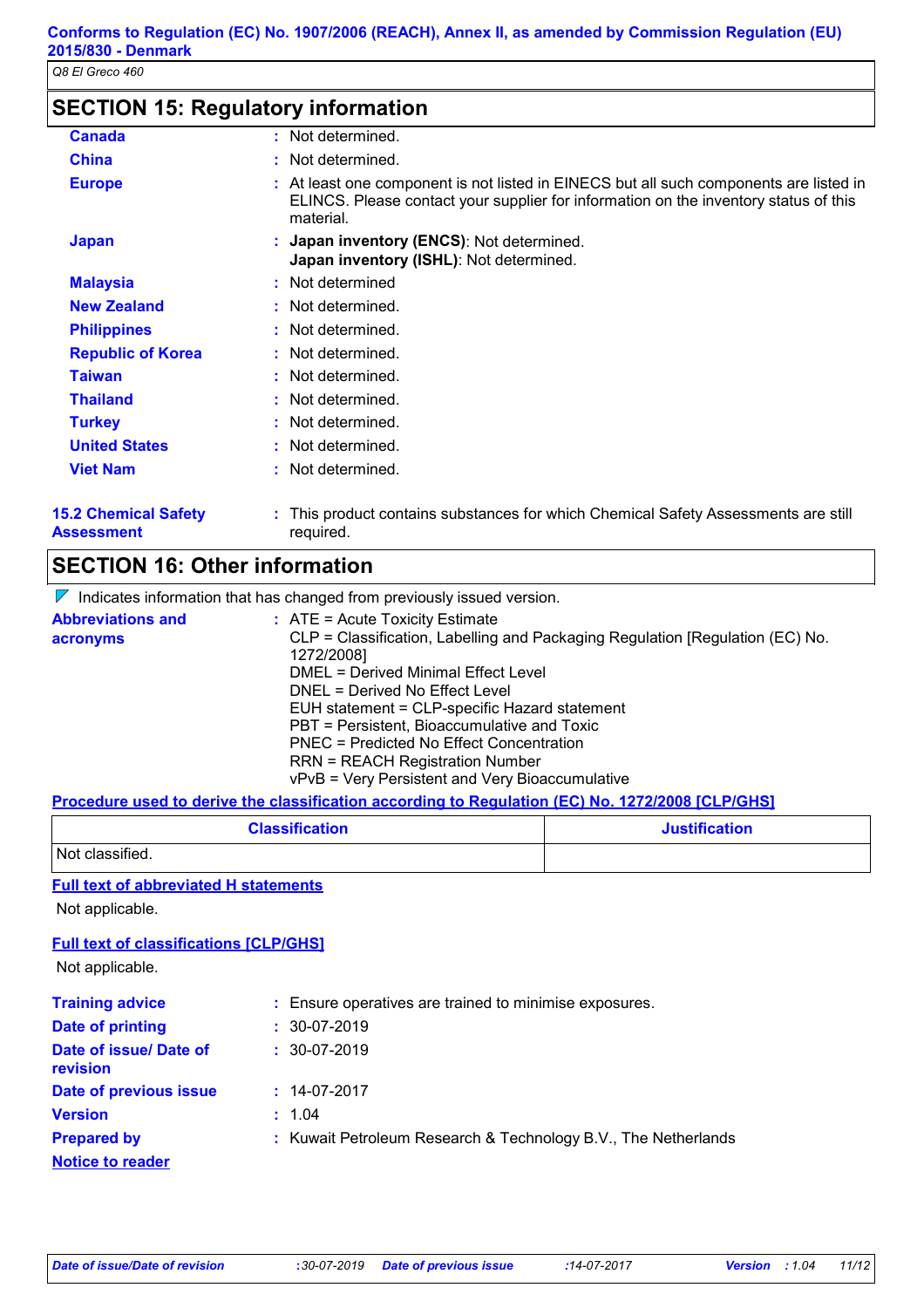## SECTION 15: Regulatory information

| | |
|---|---|
| **Canada** | : Not determined. |
| **China** | : Not determined. |
| **Europe** | : At least one component is not listed in EINECS but all such components are listed in ELINCS. Please contact your supplier for information on the inventory status of this material. |
| **Japan** | : **Japan inventory (ENCS)**: Not determined. **Japan inventory (ISHL)**: Not determined. |
| **Malaysia** | : Not determined |
| **New Zealand** | : Not determined. |
| **Philippines** | : Not determined. |
| **Republic of Korea** | : Not determined. |
| **Taiwan** | : Not determined. |
| **Thailand** | : Not determined. |
| **Turkey** | : Not determined. |
| **United States** | : Not determined. |
| **Viet Nam** | : Not determined. |

**15.2 Chemical Safety Assessment** : This product contains substances for which Chemical Safety Assessments are still required.

## SECTION 16: Other information

Indicates information that has changed from previously issued version.

**Abbreviations and acronyms** :
ATE = Acute Toxicity Estimate
CLP = Classification, Labelling and Packaging Regulation [Regulation (EC) No. 1272/2008]
DMEL = Derived Minimal Effect Level
DNEL = Derived No Effect Level
EUH statement = CLP-specific Hazard statement
PBT = Persistent, Bioaccumulative and Toxic
PNEC = Predicted No Effect Concentration
RRN = REACH Registration Number
vPvB = Very Persistent and Very Bioaccumulative

**Procedure used to derive the classification according to Regulation (EC) No. 1272/2008 [CLP/GHS]**

| Classification | Justification |
|---|---|
| Not classified. | |

**Full text of abbreviated H statements**

Not applicable.

**Full text of classifications [CLP/GHS]**

Not applicable.

| | |
|---|---|
| **Training advice** | : Ensure operatives are trained to minimise exposures. |
| **Date of printing** | : 30-07-2019 |
| **Date of issue/ Date of revision** | : 30-07-2019 |
| **Date of previous issue** | : 14-07-2017 |
| **Version** | : 1.04 |
| **Prepared by** | : Kuwait Petroleum Research & Technology B.V., The Netherlands |

**Notice to reader**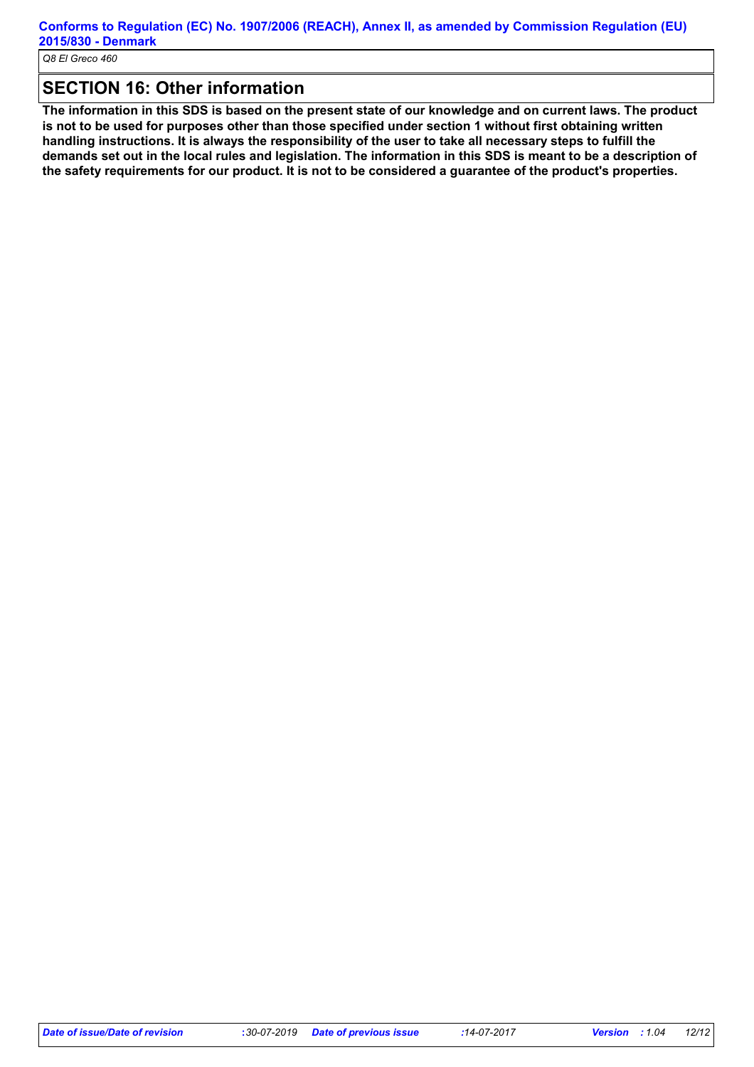## SECTION 16: Other information

**The information in this SDS is based on the present state of our knowledge and on current laws. The product is not to be used for purposes other than those specified under section 1 without first obtaining written handling instructions. It is always the responsibility of the user to take all necessary steps to fulfill the demands set out in the local rules and legislation. The information in this SDS is meant to be a description of the safety requirements for our product. It is not to be considered a guarantee of the product's properties.**